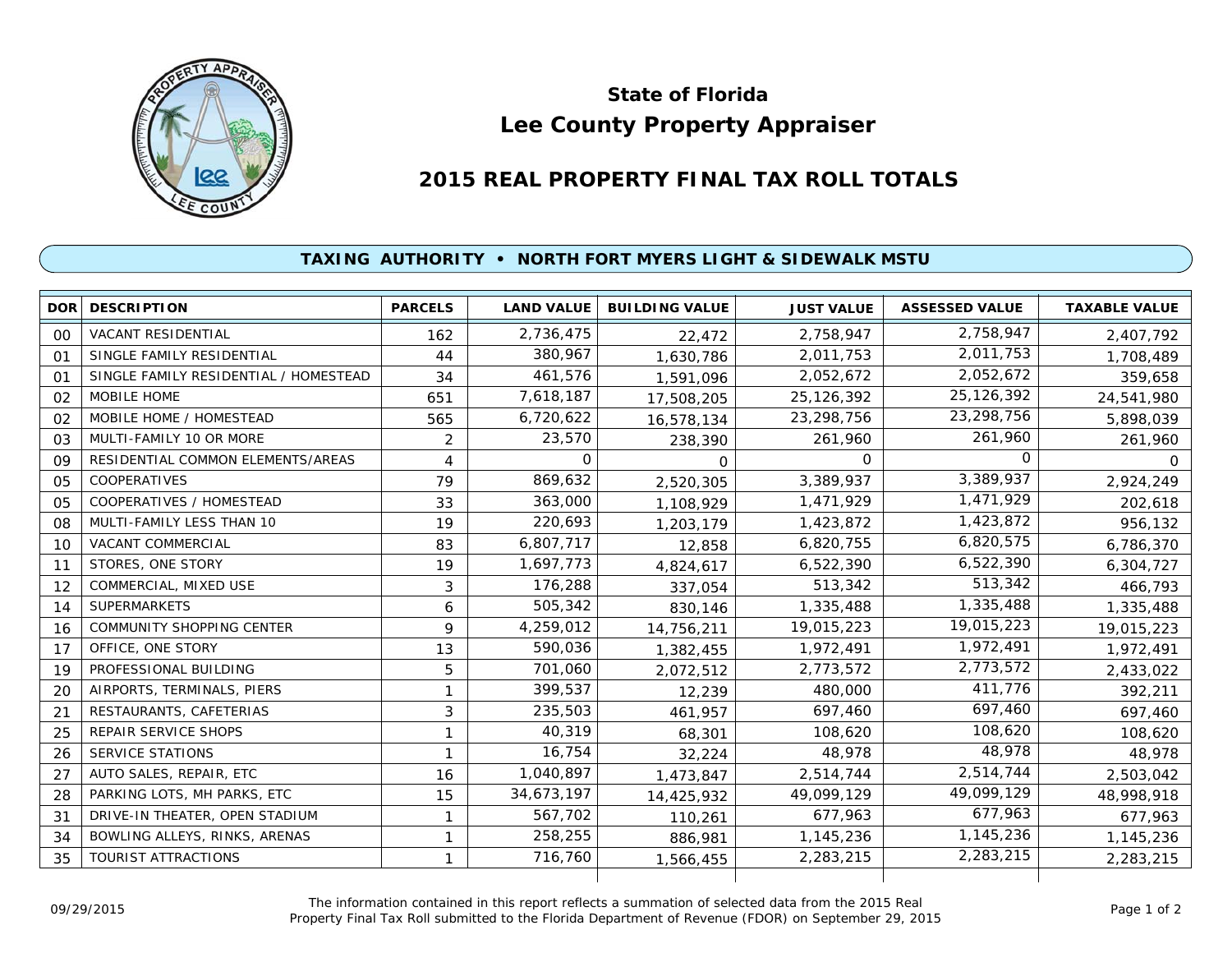# State of Florida
# Lee County Property Appraiser

## 2015 REAL PROPERTY FINAL TAX ROLL TOTALS

### TAXING AUTHORITY • NORTH FORT MYERS LIGHT & SIDEWALK MSTU

| DOR | DESCRIPTION | PARCELS | LAND VALUE | BUILDING VALUE | JUST VALUE | ASSESSED VALUE | TAXABLE VALUE |
|---|---|---|---|---|---|---|---|
| 00 | VACANT RESIDENTIAL | 162 | 2,736,475 | 22,472 | 2,758,947 | 2,758,947 | 2,407,792 |
| 01 | SINGLE FAMILY RESIDENTIAL | 44 | 380,967 | 1,630,786 | 2,011,753 | 2,011,753 | 1,708,489 |
| 01 | SINGLE FAMILY RESIDENTIAL / HOMESTEAD | 34 | 461,576 | 1,591,096 | 2,052,672 | 2,052,672 | 359,658 |
| 02 | MOBILE HOME | 651 | 7,618,187 | 17,508,205 | 25,126,392 | 25,126,392 | 24,541,980 |
| 02 | MOBILE HOME / HOMESTEAD | 565 | 6,720,622 | 16,578,134 | 23,298,756 | 23,298,756 | 5,898,039 |
| 03 | MULTI-FAMILY 10 OR MORE | 2 | 23,570 | 238,390 | 261,960 | 261,960 | 261,960 |
| 09 | RESIDENTIAL COMMON ELEMENTS/AREAS | 4 | 0 | 0 | 0 | 0 | 0 |
| 05 | COOPERATIVES | 79 | 869,632 | 2,520,305 | 3,389,937 | 3,389,937 | 2,924,249 |
| 05 | COOPERATIVES / HOMESTEAD | 33 | 363,000 | 1,108,929 | 1,471,929 | 1,471,929 | 202,618 |
| 08 | MULTI-FAMILY LESS THAN 10 | 19 | 220,693 | 1,203,179 | 1,423,872 | 1,423,872 | 956,132 |
| 10 | VACANT COMMERCIAL | 83 | 6,807,717 | 12,858 | 6,820,755 | 6,820,575 | 6,786,370 |
| 11 | STORES, ONE STORY | 19 | 1,697,773 | 4,824,617 | 6,522,390 | 6,522,390 | 6,304,727 |
| 12 | COMMERCIAL, MIXED USE | 3 | 176,288 | 337,054 | 513,342 | 513,342 | 466,793 |
| 14 | SUPERMARKETS | 6 | 505,342 | 830,146 | 1,335,488 | 1,335,488 | 1,335,488 |
| 16 | COMMUNITY SHOPPING CENTER | 9 | 4,259,012 | 14,756,211 | 19,015,223 | 19,015,223 | 19,015,223 |
| 17 | OFFICE, ONE STORY | 13 | 590,036 | 1,382,455 | 1,972,491 | 1,972,491 | 1,972,491 |
| 19 | PROFESSIONAL BUILDING | 5 | 701,060 | 2,072,512 | 2,773,572 | 2,773,572 | 2,433,022 |
| 20 | AIRPORTS, TERMINALS, PIERS | 1 | 399,537 | 12,239 | 480,000 | 411,776 | 392,211 |
| 21 | RESTAURANTS, CAFETERIAS | 3 | 235,503 | 461,957 | 697,460 | 697,460 | 697,460 |
| 25 | REPAIR SERVICE SHOPS | 1 | 40,319 | 68,301 | 108,620 | 108,620 | 108,620 |
| 26 | SERVICE STATIONS | 1 | 16,754 | 32,224 | 48,978 | 48,978 | 48,978 |
| 27 | AUTO SALES, REPAIR, ETC | 16 | 1,040,897 | 1,473,847 | 2,514,744 | 2,514,744 | 2,503,042 |
| 28 | PARKING LOTS, MH PARKS, ETC | 15 | 34,673,197 | 14,425,932 | 49,099,129 | 49,099,129 | 48,998,918 |
| 31 | DRIVE-IN THEATER, OPEN STADIUM | 1 | 567,702 | 110,261 | 677,963 | 677,963 | 677,963 |
| 34 | BOWLING ALLEYS, RINKS, ARENAS | 1 | 258,255 | 886,981 | 1,145,236 | 1,145,236 | 1,145,236 |
| 35 | TOURIST ATTRACTIONS | 1 | 716,760 | 1,566,455 | 2,283,215 | 2,283,215 | 2,283,215 |

09/29/2015

The information contained in this report reflects a summation of selected data from the 2015 Real Property Final Tax Roll submitted to the Florida Department of Revenue (FDOR) on September 29, 2015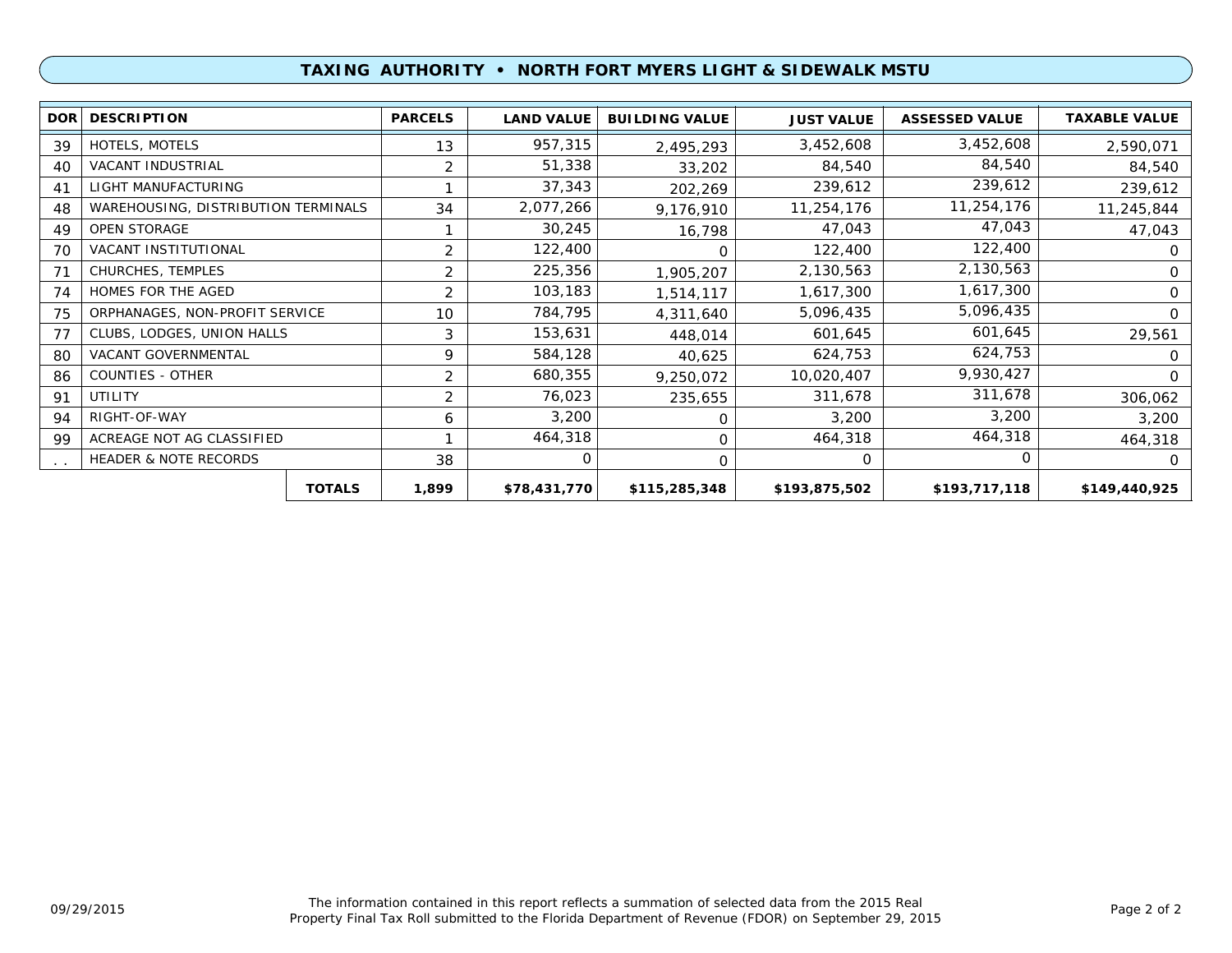## TAXING AUTHORITY • NORTH FORT MYERS LIGHT & SIDEWALK MSTU

| DOR | DESCRIPTION | PARCELS | LAND VALUE | BUILDING VALUE | JUST VALUE | ASSESSED VALUE | TAXABLE VALUE |
|---|---|---|---|---|---|---|---|
| 39 | HOTELS, MOTELS | 13 | 957,315 | 2,495,293 | 3,452,608 | 3,452,608 | 2,590,071 |
| 40 | VACANT INDUSTRIAL | 2 | 51,338 | 33,202 | 84,540 | 84,540 | 84,540 |
| 41 | LIGHT MANUFACTURING | 1 | 37,343 | 202,269 | 239,612 | 239,612 | 239,612 |
| 48 | WAREHOUSING, DISTRIBUTION TERMINALS | 34 | 2,077,266 | 9,176,910 | 11,254,176 | 11,254,176 | 11,245,844 |
| 49 | OPEN STORAGE | 1 | 30,245 | 16,798 | 47,043 | 47,043 | 47,043 |
| 70 | VACANT INSTITUTIONAL | 2 | 122,400 | 0 | 122,400 | 122,400 | 0 |
| 71 | CHURCHES, TEMPLES | 2 | 225,356 | 1,905,207 | 2,130,563 | 2,130,563 | 0 |
| 74 | HOMES FOR THE AGED | 2 | 103,183 | 1,514,117 | 1,617,300 | 1,617,300 | 0 |
| 75 | ORPHANAGES, NON-PROFIT SERVICE | 10 | 784,795 | 4,311,640 | 5,096,435 | 5,096,435 | 0 |
| 77 | CLUBS, LODGES, UNION HALLS | 3 | 153,631 | 448,014 | 601,645 | 601,645 | 29,561 |
| 80 | VACANT GOVERNMENTAL | 9 | 584,128 | 40,625 | 624,753 | 624,753 | 0 |
| 86 | COUNTIES - OTHER | 2 | 680,355 | 9,250,072 | 10,020,407 | 9,930,427 | 0 |
| 91 | UTILITY | 2 | 76,023 | 235,655 | 311,678 | 311,678 | 306,062 |
| 94 | RIGHT-OF-WAY | 6 | 3,200 | 0 | 3,200 | 3,200 | 3,200 |
| 99 | ACREAGE NOT AG CLASSIFIED | 1 | 464,318 | 0 | 464,318 | 464,318 | 464,318 |
| . . | HEADER & NOTE RECORDS | 38 | 0 | 0 | 0 | 0 | 0 |
| | **TOTALS** | **1,899** | **$78,431,770** | **$115,285,348** | **$193,875,502** | **$193,717,118** | **$149,440,925** |

09/29/2015

The information contained in this report reflects a summation of selected data from the 2015 Real Property Final Tax Roll submitted to the Florida Department of Revenue (FDOR) on September 29, 2015